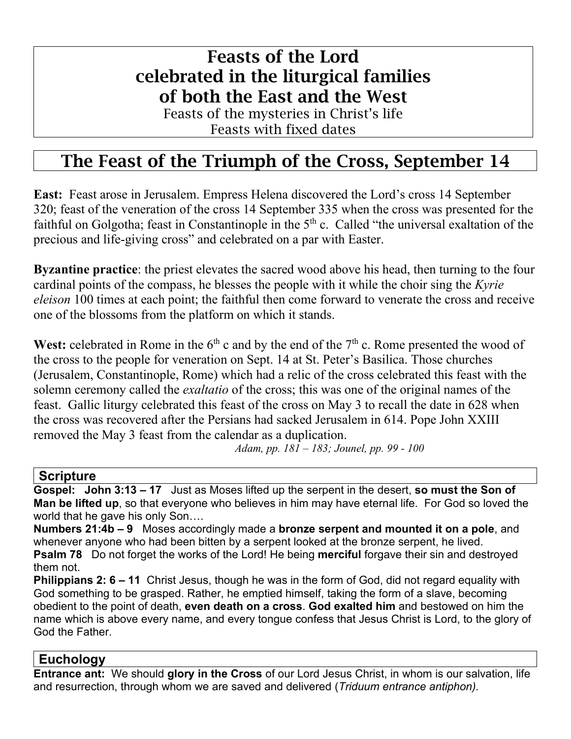# Feasts of the Lord celebrated in the liturgical families of both the East and the West

Feasts of the mysteries in Christ's life
Feasts with fixed dates

## The Feast of the Triumph of the Cross, September 14

**East:** Feast arose in Jerusalem. Empress Helena discovered the Lord's cross 14 September 320; feast of the veneration of the cross 14 September 335 when the cross was presented for the faithful on Golgotha; feast in Constantinople in the 5th c. Called "the universal exaltation of the precious and life-giving cross" and celebrated on a par with Easter.

**Byzantine practice**: the priest elevates the sacred wood above his head, then turning to the four cardinal points of the compass, he blesses the people with it while the choir sing the *Kyrie eleison* 100 times at each point; the faithful then come forward to venerate the cross and receive one of the blossoms from the platform on which it stands.

**West:** celebrated in Rome in the 6th c and by the end of the 7th c. Rome presented the wood of the cross to the people for veneration on Sept. 14 at St. Peter's Basilica. Those churches (Jerusalem, Constantinople, Rome) which had a relic of the cross celebrated this feast with the solemn ceremony called the *exaltatio* of the cross; this was one of the original names of the feast. Gallic liturgy celebrated this feast of the cross on May 3 to recall the date in 628 when the cross was recovered after the Persians had sacked Jerusalem in 614. Pope John XXIII removed the May 3 feast from the calendar as a duplication.

*Adam, pp. 181 – 183; Jounel, pp. 99 - 100*

### Scripture

**Gospel: John 3:13 – 17** Just as Moses lifted up the serpent in the desert, **so must the Son of Man be lifted up**, so that everyone who believes in him may have eternal life. For God so loved the world that he gave his only Son….

**Numbers 21:4b – 9** Moses accordingly made a **bronze serpent and mounted it on a pole**, and whenever anyone who had been bitten by a serpent looked at the bronze serpent, he lived.

**Psalm 78** Do not forget the works of the Lord! He being **merciful** forgave their sin and destroyed them not.

**Philippians 2: 6 – 11** Christ Jesus, though he was in the form of God, did not regard equality with God something to be grasped. Rather, he emptied himself, taking the form of a slave, becoming obedient to the point of death, **even death on a cross**. **God exalted him** and bestowed on him the name which is above every name, and every tongue confess that Jesus Christ is Lord, to the glory of God the Father.

### Euchology

**Entrance ant:** We should **glory in the Cross** of our Lord Jesus Christ, in whom is our salvation, life and resurrection, through whom we are saved and delivered (*Triduum entrance antiphon).*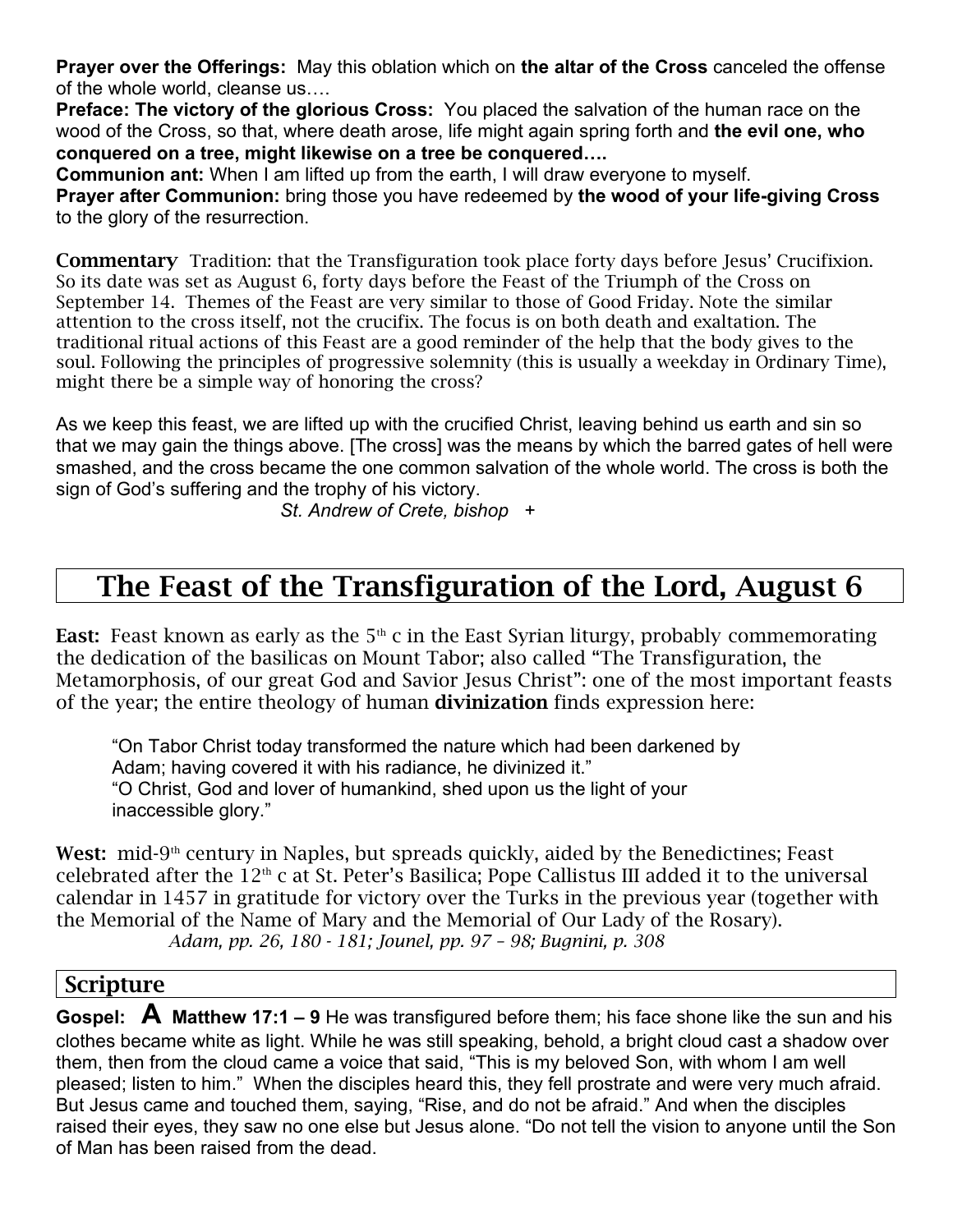**Prayer over the Offerings:** May this oblation which on **the altar of the Cross** canceled the offense of the whole world, cleanse us….

**Preface: The victory of the glorious Cross:** You placed the salvation of the human race on the wood of the Cross, so that, where death arose, life might again spring forth and **the evil one, who conquered on a tree, might likewise on a tree be conquered….**

**Communion ant:** When I am lifted up from the earth, I will draw everyone to myself.

**Prayer after Communion:** bring those you have redeemed by **the wood of your life-giving Cross** to the glory of the resurrection.

**Commentary** Tradition: that the Transfiguration took place forty days before Jesus' Crucifixion. So its date was set as August 6, forty days before the Feast of the Triumph of the Cross on September 14. Themes of the Feast are very similar to those of Good Friday. Note the similar attention to the cross itself, not the crucifix. The focus is on both death and exaltation. The traditional ritual actions of this Feast are a good reminder of the help that the body gives to the soul. Following the principles of progressive solemnity (this is usually a weekday in Ordinary Time), might there be a simple way of honoring the cross?

As we keep this feast, we are lifted up with the crucified Christ, leaving behind us earth and sin so that we may gain the things above. [The cross] was the means by which the barred gates of hell were smashed, and the cross became the one common salvation of the whole world. The cross is both the sign of God's suffering and the trophy of his victory.

*St. Andrew of Crete, bishop* +

# The Feast of the Transfiguration of the Lord, August 6

**East:** Feast known as early as the 5th c in the East Syrian liturgy, probably commemorating the dedication of the basilicas on Mount Tabor; also called "The Transfiguration, the Metamorphosis, of our great God and Savior Jesus Christ": one of the most important feasts of the year; the entire theology of human **divinization** finds expression here:

> "On Tabor Christ today transformed the nature which had been darkened by Adam; having covered it with his radiance, he divinized it."
> "O Christ, God and lover of humankind, shed upon us the light of your inaccessible glory."

**West:** mid-9th century in Naples, but spreads quickly, aided by the Benedictines; Feast celebrated after the 12th c at St. Peter's Basilica; Pope Callistus III added it to the universal calendar in 1457 in gratitude for victory over the Turks in the previous year (together with the Memorial of the Name of Mary and the Memorial of Our Lady of the Rosary).

*Adam, pp. 26, 180 - 181; Jounel, pp. 97 – 98; Bugnini, p. 308*

## Scripture

**Gospel: A Matthew 17:1 – 9** He was transfigured before them; his face shone like the sun and his clothes became white as light. While he was still speaking, behold, a bright cloud cast a shadow over them, then from the cloud came a voice that said, "This is my beloved Son, with whom I am well pleased; listen to him." When the disciples heard this, they fell prostrate and were very much afraid. But Jesus came and touched them, saying, "Rise, and do not be afraid." And when the disciples raised their eyes, they saw no one else but Jesus alone. "Do not tell the vision to anyone until the Son of Man has been raised from the dead.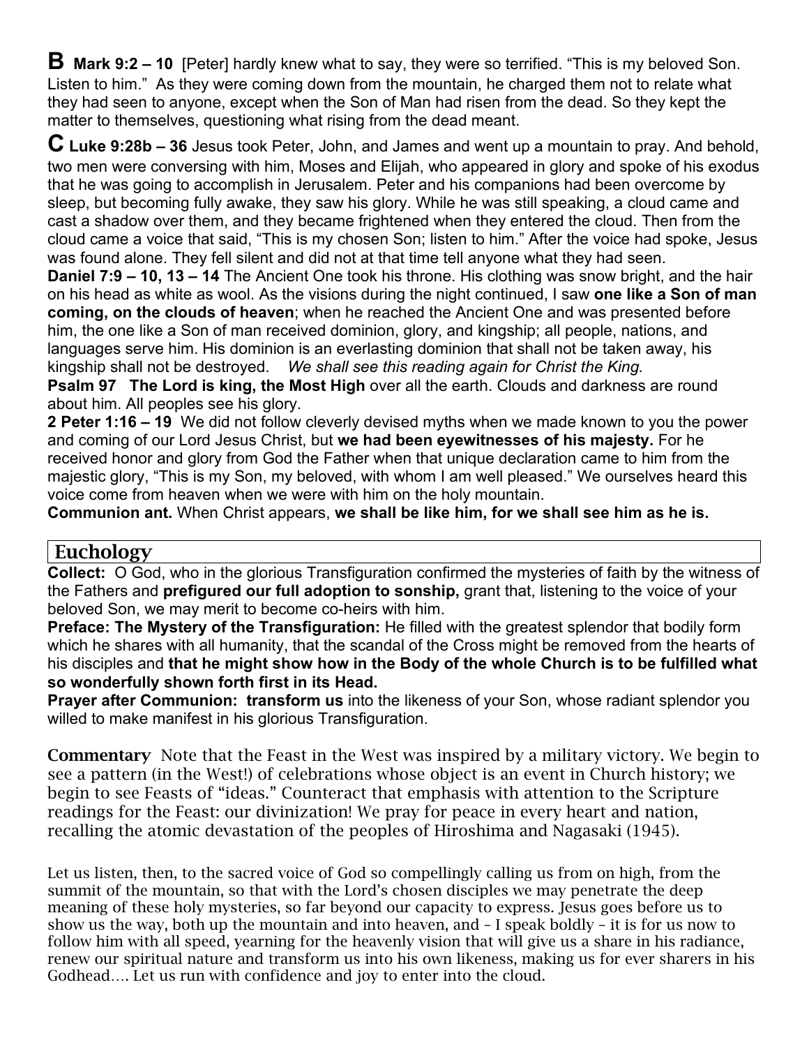**B** **Mark 9:2 – 10** [Peter] hardly knew what to say, they were so terrified. “This is my beloved Son. Listen to him.” As they were coming down from the mountain, he charged them not to relate what they had seen to anyone, except when the Son of Man had risen from the dead. So they kept the matter to themselves, questioning what rising from the dead meant.

**C** **Luke 9:28b – 36** Jesus took Peter, John, and James and went up a mountain to pray. And behold, two men were conversing with him, Moses and Elijah, who appeared in glory and spoke of his exodus that he was going to accomplish in Jerusalem. Peter and his companions had been overcome by sleep, but becoming fully awake, they saw his glory. While he was still speaking, a cloud came and cast a shadow over them, and they became frightened when they entered the cloud. Then from the cloud came a voice that said, “This is my chosen Son; listen to him.” After the voice had spoke, Jesus was found alone. They fell silent and did not at that time tell anyone what they had seen.

**Daniel 7:9 – 10, 13 – 14** The Ancient One took his throne. His clothing was snow bright, and the hair on his head as white as wool. As the visions during the night continued, I saw **one like a Son of man coming, on the clouds of heaven**; when he reached the Ancient One and was presented before him, the one like a Son of man received dominion, glory, and kingship; all people, nations, and languages serve him. His dominion is an everlasting dominion that shall not be taken away, his kingship shall not be destroyed. *We shall see this reading again for Christ the King.*

**Psalm 97 The Lord is king, the Most High** over all the earth. Clouds and darkness are round about him. All peoples see his glory.

**2 Peter 1:16 – 19** We did not follow cleverly devised myths when we made known to you the power and coming of our Lord Jesus Christ, but **we had been eyewitnesses of his majesty.** For he received honor and glory from God the Father when that unique declaration came to him from the majestic glory, “This is my Son, my beloved, with whom I am well pleased.” We ourselves heard this voice come from heaven when we were with him on the holy mountain.

**Communion ant.** When Christ appears, **we shall be like him, for we shall see him as he is.**

## Euchology

**Collect:** O God, who in the glorious Transfiguration confirmed the mysteries of faith by the witness of the Fathers and **prefigured our full adoption to sonship,** grant that, listening to the voice of your beloved Son, we may merit to become co-heirs with him.

**Preface: The Mystery of the Transfiguration:** He filled with the greatest splendor that bodily form which he shares with all humanity, that the scandal of the Cross might be removed from the hearts of his disciples and **that he might show how in the Body of the whole Church is to be fulfilled what so wonderfully shown forth first in its Head.**

**Prayer after Communion: transform us** into the likeness of your Son, whose radiant splendor you willed to make manifest in his glorious Transfiguration.

**Commentary** Note that the Feast in the West was inspired by a military victory. We begin to see a pattern (in the West!) of celebrations whose object is an event in Church history; we begin to see Feasts of “ideas.” Counteract that emphasis with attention to the Scripture readings for the Feast: our divinization! We pray for peace in every heart and nation, recalling the atomic devastation of the peoples of Hiroshima and Nagasaki (1945).

Let us listen, then, to the sacred voice of God so compellingly calling us from on high, from the summit of the mountain, so that with the Lord’s chosen disciples we may penetrate the deep meaning of these holy mysteries, so far beyond our capacity to express. Jesus goes before us to show us the way, both up the mountain and into heaven, and – I speak boldly – it is for us now to follow him with all speed, yearning for the heavenly vision that will give us a share in his radiance, renew our spiritual nature and transform us into his own likeness, making us for ever sharers in his Godhead…. Let us run with confidence and joy to enter into the cloud.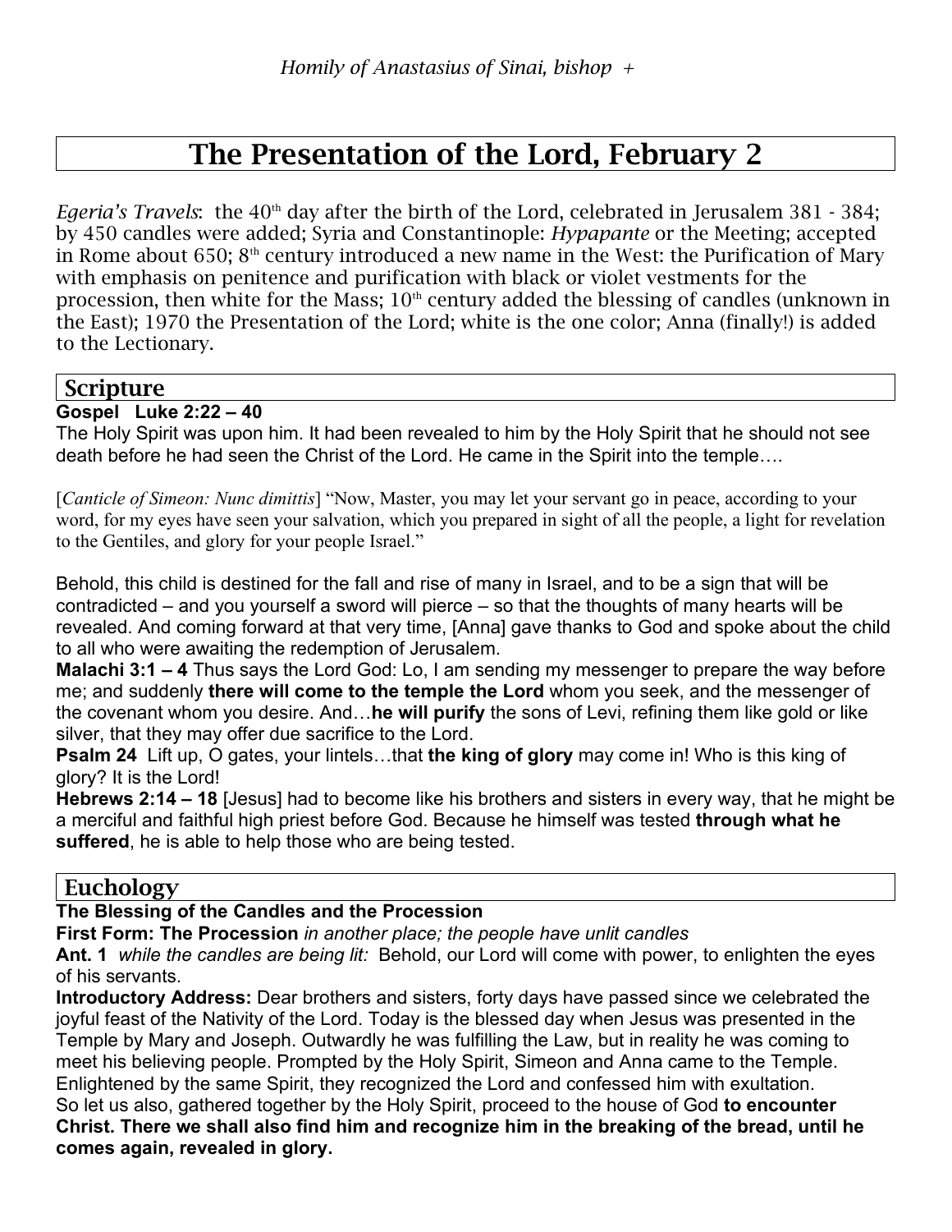*Homily of Anastasius of Sinai, bishop +*

# The Presentation of the Lord, February 2

*Egeria's Travels*: the 40th day after the birth of the Lord, celebrated in Jerusalem 381 - 384; by 450 candles were added; Syria and Constantinople: *Hypapante* or the Meeting; accepted in Rome about 650; 8th century introduced a new name in the West: the Purification of Mary with emphasis on penitence and purification with black or violet vestments for the procession, then white for the Mass; 10th century added the blessing of candles (unknown in the East); 1970 the Presentation of the Lord; white is the one color; Anna (finally!) is added to the Lectionary.

## Scripture

**Gospel Luke 2:22 – 40**
The Holy Spirit was upon him. It had been revealed to him by the Holy Spirit that he should not see death before he had seen the Christ of the Lord. He came in the Spirit into the temple….

[*Canticle of Simeon: Nunc dimittis*] "Now, Master, you may let your servant go in peace, according to your word, for my eyes have seen your salvation, which you prepared in sight of all the people, a light for revelation to the Gentiles, and glory for your people Israel."

Behold, this child is destined for the fall and rise of many in Israel, and to be a sign that will be contradicted – and you yourself a sword will pierce – so that the thoughts of many hearts will be revealed. And coming forward at that very time, [Anna] gave thanks to God and spoke about the child to all who were awaiting the redemption of Jerusalem.

**Malachi 3:1 – 4** Thus says the Lord God: Lo, I am sending my messenger to prepare the way before me; and suddenly **there will come to the temple the Lord** whom you seek, and the messenger of the covenant whom you desire. And…**he will purify** the sons of Levi, refining them like gold or like silver, that they may offer due sacrifice to the Lord.

**Psalm 24** Lift up, O gates, your lintels…that **the king of glory** may come in! Who is this king of glory? It is the Lord!

**Hebrews 2:14 – 18** [Jesus] had to become like his brothers and sisters in every way, that he might be a merciful and faithful high priest before God. Because he himself was tested **through what he suffered**, he is able to help those who are being tested.

## Euchology

**The Blessing of the Candles and the Procession**

**First Form: The Procession** *in another place; the people have unlit candles*

**Ant. 1** *while the candles are being lit:* Behold, our Lord will come with power, to enlighten the eyes of his servants.

**Introductory Address:** Dear brothers and sisters, forty days have passed since we celebrated the joyful feast of the Nativity of the Lord. Today is the blessed day when Jesus was presented in the Temple by Mary and Joseph. Outwardly he was fulfilling the Law, but in reality he was coming to meet his believing people. Prompted by the Holy Spirit, Simeon and Anna came to the Temple. Enlightened by the same Spirit, they recognized the Lord and confessed him with exultation.
So let us also, gathered together by the Holy Spirit, proceed to the house of God **to encounter Christ. There we shall also find him and recognize him in the breaking of the bread, until he comes again, revealed in glory.**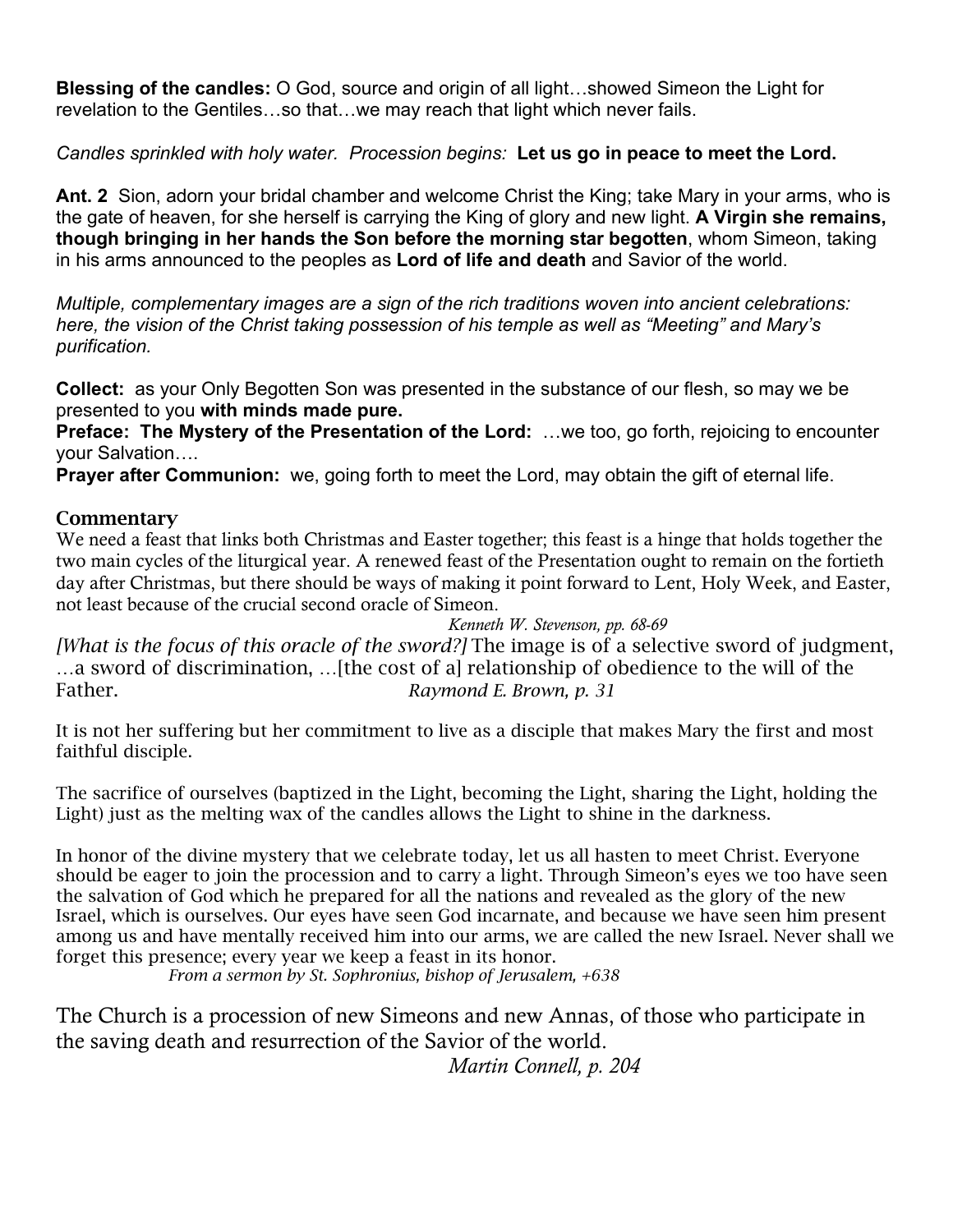**Blessing of the candles:** O God, source and origin of all light…showed Simeon the Light for revelation to the Gentiles…so that…we may reach that light which never fails.

*Candles sprinkled with holy water. Procession begins:* **Let us go in peace to meet the Lord.**

**Ant. 2** Sion, adorn your bridal chamber and welcome Christ the King; take Mary in your arms, who is the gate of heaven, for she herself is carrying the King of glory and new light. **A Virgin she remains, though bringing in her hands the Son before the morning star begotten**, whom Simeon, taking in his arms announced to the peoples as **Lord of life and death** and Savior of the world.

*Multiple, complementary images are a sign of the rich traditions woven into ancient celebrations: here, the vision of the Christ taking possession of his temple as well as "Meeting" and Mary's purification.*

**Collect:** as your Only Begotten Son was presented in the substance of our flesh, so may we be presented to you **with minds made pure.**

**Preface: The Mystery of the Presentation of the Lord:** …we too, go forth, rejoicing to encounter your Salvation….

**Prayer after Communion:** we, going forth to meet the Lord, may obtain the gift of eternal life.

## Commentary

We need a feast that links both Christmas and Easter together; this feast is a hinge that holds together the two main cycles of the liturgical year. A renewed feast of the Presentation ought to remain on the fortieth day after Christmas, but there should be ways of making it point forward to Lent, Holy Week, and Easter, not least because of the crucial second oracle of Simeon.

*Kenneth W. Stevenson, pp. 68-69*

*[What is the focus of this oracle of the sword?]* The image is of a selective sword of judgment, …a sword of discrimination, …[the cost of a] relationship of obedience to the will of the Father. *Raymond E. Brown, p. 31*

It is not her suffering but her commitment to live as a disciple that makes Mary the first and most faithful disciple.

The sacrifice of ourselves (baptized in the Light, becoming the Light, sharing the Light, holding the Light) just as the melting wax of the candles allows the Light to shine in the darkness.

In honor of the divine mystery that we celebrate today, let us all hasten to meet Christ. Everyone should be eager to join the procession and to carry a light. Through Simeon's eyes we too have seen the salvation of God which he prepared for all the nations and revealed as the glory of the new Israel, which is ourselves. Our eyes have seen God incarnate, and because we have seen him present among us and have mentally received him into our arms, we are called the new Israel. Never shall we forget this presence; every year we keep a feast in its honor.

*From a sermon by St. Sophronius, bishop of Jerusalem, +638*

The Church is a procession of new Simeons and new Annas, of those who participate in the saving death and resurrection of the Savior of the world.

*Martin Connell, p. 204*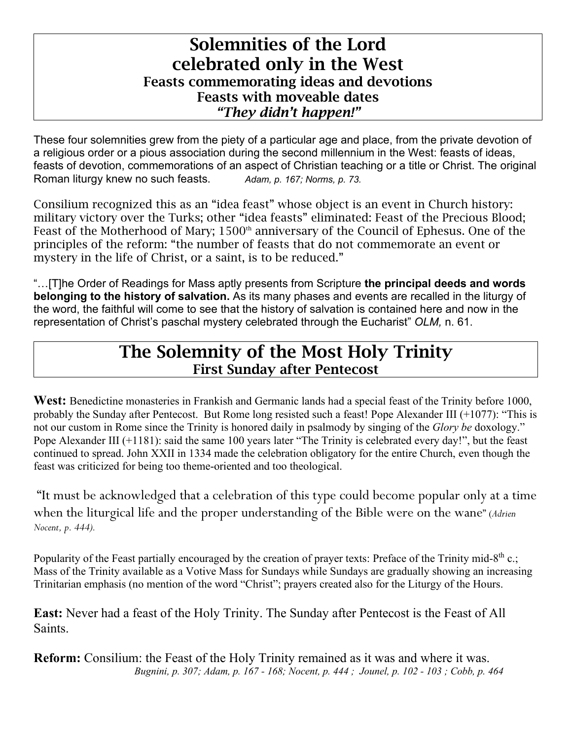# Solemnities of the Lord celebrated only in the West

## Feasts commemorating ideas and devotions
## Feasts with moveable dates
## *"They didn't happen!"*

These four solemnities grew from the piety of a particular age and place, from the private devotion of a religious order or a pious association during the second millennium in the West: feasts of ideas, feasts of devotion, commemorations of an aspect of Christian teaching or a title or Christ. The original Roman liturgy knew no such feasts. *Adam, p. 167; Norms, p. 73.*

Consilium recognized this as an "idea feast" whose object is an event in Church history: military victory over the Turks; other "idea feasts" eliminated: Feast of the Precious Blood; Feast of the Motherhood of Mary; 1500th anniversary of the Council of Ephesus. One of the principles of the reform: "the number of feasts that do not commemorate an event or mystery in the life of Christ, or a saint, is to be reduced."

"…[T]he Order of Readings for Mass aptly presents from Scripture **the principal deeds and words belonging to the history of salvation.** As its many phases and events are recalled in the liturgy of the word, the faithful will come to see that the history of salvation is contained here and now in the representation of Christ's paschal mystery celebrated through the Eucharist" *OLM,* n. 61.

# The Solemnity of the Most Holy Trinity

## First Sunday after Pentecost

**West:** Benedictine monasteries in Frankish and Germanic lands had a special feast of the Trinity before 1000, probably the Sunday after Pentecost. But Rome long resisted such a feast! Pope Alexander III (+1077): "This is not our custom in Rome since the Trinity is honored daily in psalmody by singing of the *Glory be* doxology." Pope Alexander III (+1181): said the same 100 years later "The Trinity is celebrated every day!", but the feast continued to spread. John XXII in 1334 made the celebration obligatory for the entire Church, even though the feast was criticized for being too theme-oriented and too theological.

"It must be acknowledged that a celebration of this type could become popular only at a time when the liturgical life and the proper understanding of the Bible were on the wane" (*Adrien Nocent, p. 444).*

Popularity of the Feast partially encouraged by the creation of prayer texts: Preface of the Trinity mid-8th c.; Mass of the Trinity available as a Votive Mass for Sundays while Sundays are gradually showing an increasing Trinitarian emphasis (no mention of the word "Christ"; prayers created also for the Liturgy of the Hours.

**East:** Never had a feast of the Holy Trinity. The Sunday after Pentecost is the Feast of All Saints.

**Reform:** Consilium: the Feast of the Holy Trinity remained as it was and where it was.
*Bugnini, p. 307; Adam, p. 167 - 168; Nocent, p. 444 ; Jounel, p. 102 - 103 ; Cobb, p. 464*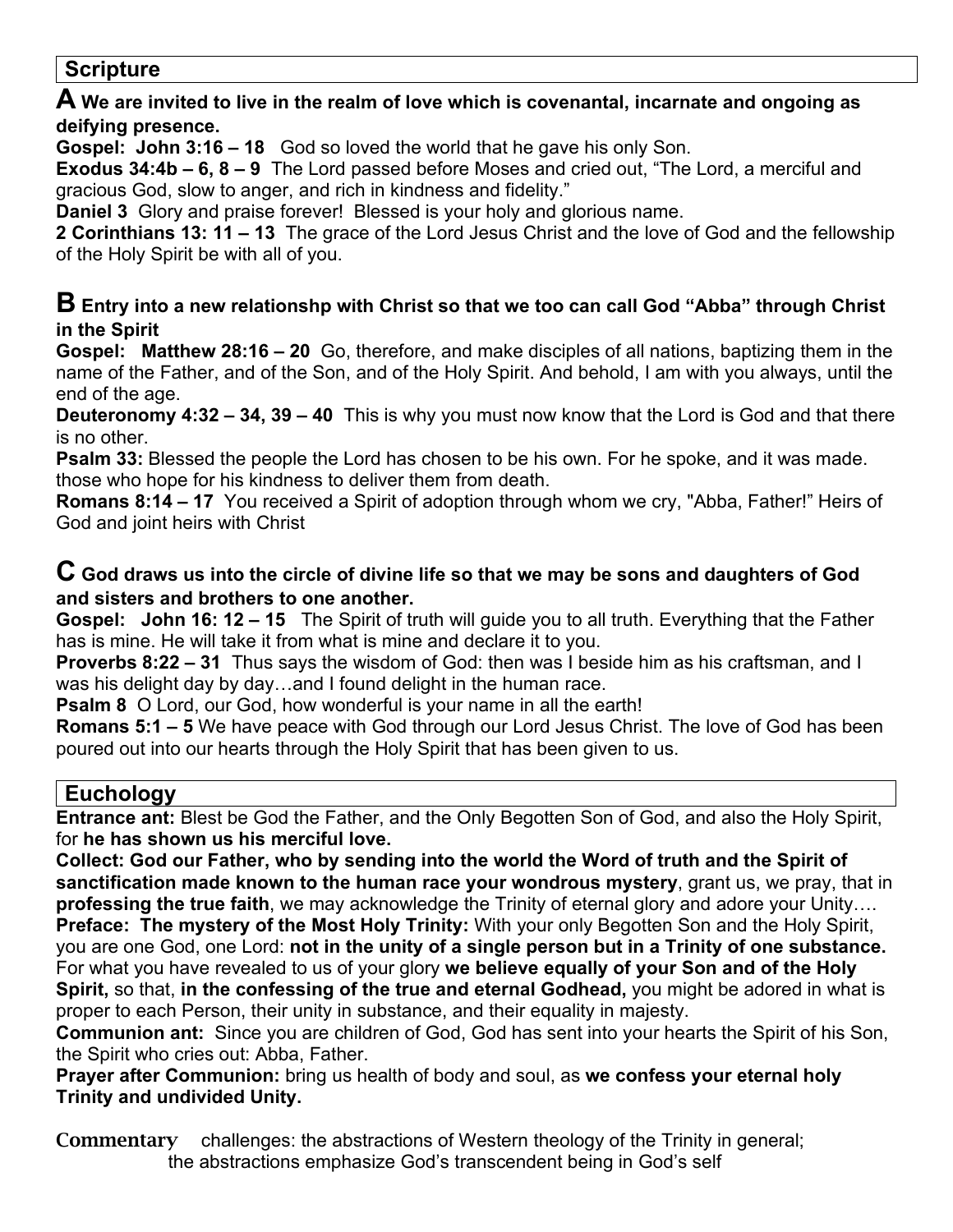## Scripture

**A We are invited to live in the realm of love which is covenantal, incarnate and ongoing as deifying presence.**

**Gospel: John 3:16 – 18** God so loved the world that he gave his only Son.

**Exodus 34:4b – 6, 8 – 9** The Lord passed before Moses and cried out, "The Lord, a merciful and gracious God, slow to anger, and rich in kindness and fidelity."

**Daniel 3** Glory and praise forever! Blessed is your holy and glorious name.

**2 Corinthians 13: 11 – 13** The grace of the Lord Jesus Christ and the love of God and the fellowship of the Holy Spirit be with all of you.

**B Entry into a new relationshp with Christ so that we too can call God "Abba" through Christ in the Spirit**

**Gospel: Matthew 28:16 – 20** Go, therefore, and make disciples of all nations, baptizing them in the name of the Father, and of the Son, and of the Holy Spirit. And behold, I am with you always, until the end of the age.

**Deuteronomy 4:32 – 34, 39 – 40** This is why you must now know that the Lord is God and that there is no other.

**Psalm 33:** Blessed the people the Lord has chosen to be his own. For he spoke, and it was made. those who hope for his kindness to deliver them from death.

**Romans 8:14 – 17** You received a Spirit of adoption through whom we cry, "Abba, Father!" Heirs of God and joint heirs with Christ

**C God draws us into the circle of divine life so that we may be sons and daughters of God and sisters and brothers to one another.**

**Gospel: John 16: 12 – 15** The Spirit of truth will guide you to all truth. Everything that the Father has is mine. He will take it from what is mine and declare it to you.

**Proverbs 8:22 – 31** Thus says the wisdom of God: then was I beside him as his craftsman, and I was his delight day by day…and I found delight in the human race.

**Psalm 8** O Lord, our God, how wonderful is your name in all the earth!

**Romans 5:1 – 5** We have peace with God through our Lord Jesus Christ. The love of God has been poured out into our hearts through the Holy Spirit that has been given to us.

## Euchology

**Entrance ant:** Blest be God the Father, and the Only Begotten Son of God, and also the Holy Spirit, for **he has shown us his merciful love.**

**Collect: God our Father, who by sending into the world the Word of truth and the Spirit of sanctification made known to the human race your wondrous mystery**, grant us, we pray, that in **professing the true faith**, we may acknowledge the Trinity of eternal glory and adore your Unity….

**Preface: The mystery of the Most Holy Trinity:** With your only Begotten Son and the Holy Spirit, you are one God, one Lord: **not in the unity of a single person but in a Trinity of one substance.** For what you have revealed to us of your glory **we believe equally of your Son and of the Holy Spirit,** so that, **in the confessing of the true and eternal Godhead,** you might be adored in what is proper to each Person, their unity in substance, and their equality in majesty.

**Communion ant:** Since you are children of God, God has sent into your hearts the Spirit of his Son, the Spirit who cries out: Abba, Father.

**Prayer after Communion:** bring us health of body and soul, as **we confess your eternal holy Trinity and undivided Unity.**

**Commentary** challenges: the abstractions of Western theology of the Trinity in general;
the abstractions emphasize God's transcendent being in God's self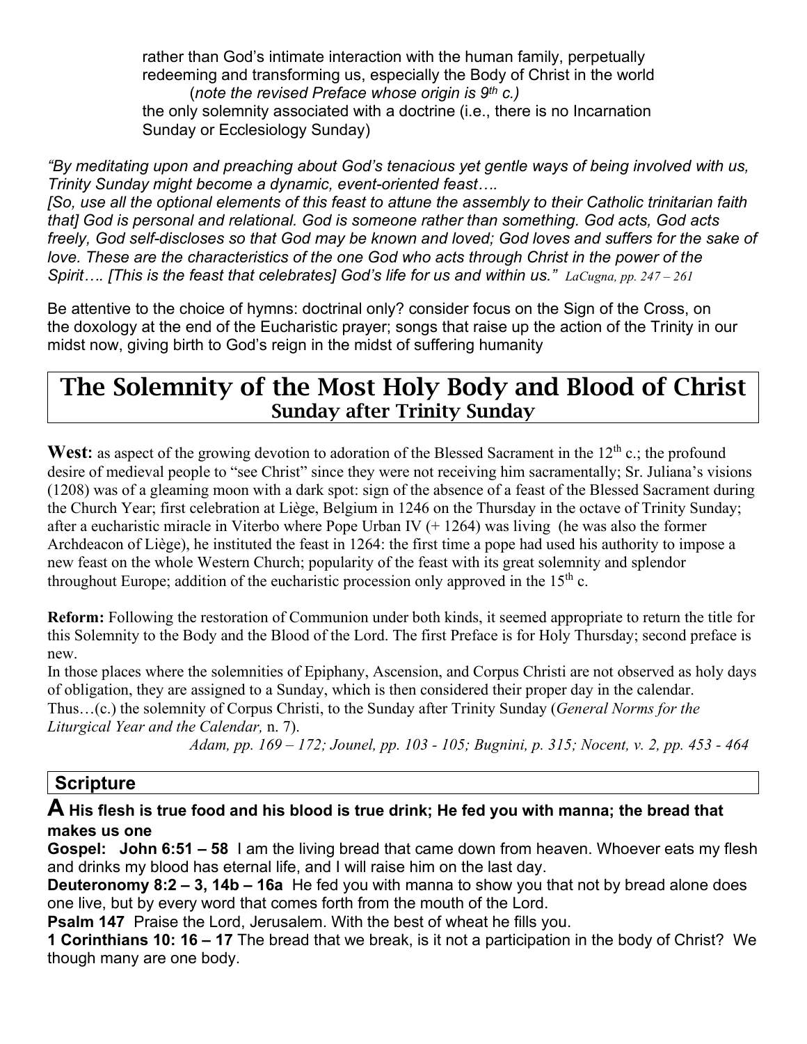rather than God's intimate interaction with the human family, perpetually redeeming and transforming us, especially the Body of Christ in the world
(*note the revised Preface whose origin is 9th c.)*
the only solemnity associated with a doctrine (i.e., there is no Incarnation Sunday or Ecclesiology Sunday)

*"By meditating upon and preaching about God's tenacious yet gentle ways of being involved with us, Trinity Sunday might become a dynamic, event-oriented feast….*
*[So, use all the optional elements of this feast to attune the assembly to their Catholic trinitarian faith that] God is personal and relational. God is someone rather than something. God acts, God acts freely, God self-discloses so that God may be known and loved; God loves and suffers for the sake of love. These are the characteristics of the one God who acts through Christ in the power of the Spirit…. [This is the feast that celebrates] God's life for us and within us." LaCugna, pp. 247 – 261*

Be attentive to the choice of hymns: doctrinal only? consider focus on the Sign of the Cross, on the doxology at the end of the Eucharistic prayer; songs that raise up the action of the Trinity in our midst now, giving birth to God's reign in the midst of suffering humanity

# The Solemnity of the Most Holy Body and Blood of Christ
## Sunday after Trinity Sunday

**West:** as aspect of the growing devotion to adoration of the Blessed Sacrament in the 12th c.; the profound desire of medieval people to "see Christ" since they were not receiving him sacramentally; Sr. Juliana's visions (1208) was of a gleaming moon with a dark spot: sign of the absence of a feast of the Blessed Sacrament during the Church Year; first celebration at Liège, Belgium in 1246 on the Thursday in the octave of Trinity Sunday; after a eucharistic miracle in Viterbo where Pope Urban IV (+ 1264) was living (he was also the former Archdeacon of Liège), he instituted the feast in 1264: the first time a pope had used his authority to impose a new feast on the whole Western Church; popularity of the feast with its great solemnity and splendor throughout Europe; addition of the eucharistic procession only approved in the 15th c.

**Reform:** Following the restoration of Communion under both kinds, it seemed appropriate to return the title for this Solemnity to the Body and the Blood of the Lord. The first Preface is for Holy Thursday; second preface is new.
In those places where the solemnities of Epiphany, Ascension, and Corpus Christi are not observed as holy days of obligation, they are assigned to a Sunday, which is then considered their proper day in the calendar. Thus…(c.) the solemnity of Corpus Christi, to the Sunday after Trinity Sunday (*General Norms for the Liturgical Year and the Calendar,* n. 7).

*Adam, pp. 169 – 172; Jounel, pp. 103 - 105; Bugnini, p. 315; Nocent, v. 2, pp. 453 - 464*

## Scripture

**A His flesh is true food and his blood is true drink; He fed you with manna; the bread that makes us one**

**Gospel: John 6:51 – 58** I am the living bread that came down from heaven. Whoever eats my flesh and drinks my blood has eternal life, and I will raise him on the last day.

**Deuteronomy 8:2 – 3, 14b – 16a** He fed you with manna to show you that not by bread alone does one live, but by every word that comes forth from the mouth of the Lord.

**Psalm 147** Praise the Lord, Jerusalem. With the best of wheat he fills you.

**1 Corinthians 10: 16 – 17** The bread that we break, is it not a participation in the body of Christ? We though many are one body.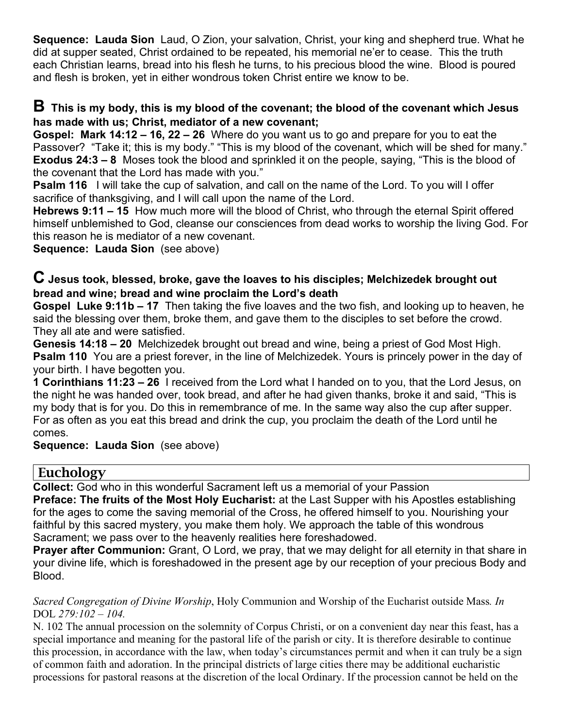**Sequence: Lauda Sion** Laud, O Zion, your salvation, Christ, your king and shepherd true. What he did at supper seated, Christ ordained to be repeated, his memorial ne'er to cease. This the truth each Christian learns, bread into his flesh he turns, to his precious blood the wine. Blood is poured and flesh is broken, yet in either wondrous token Christ entire we know to be.

## B This is my body, this is my blood of the covenant; the blood of the covenant which Jesus has made with us; Christ, mediator of a new covenant;

**Gospel: Mark 14:12 – 16, 22 – 26** Where do you want us to go and prepare for you to eat the Passover? "Take it; this is my body." "This is my blood of the covenant, which will be shed for many."

**Exodus 24:3 – 8** Moses took the blood and sprinkled it on the people, saying, "This is the blood of the covenant that the Lord has made with you."

**Psalm 116** I will take the cup of salvation, and call on the name of the Lord. To you will I offer sacrifice of thanksgiving, and I will call upon the name of the Lord.

**Hebrews 9:11 – 15** How much more will the blood of Christ, who through the eternal Spirit offered himself unblemished to God, cleanse our consciences from dead works to worship the living God. For this reason he is mediator of a new covenant.

**Sequence: Lauda Sion** (see above)

## C Jesus took, blessed, broke, gave the loaves to his disciples; Melchizedek brought out bread and wine; bread and wine proclaim the Lord's death

**Gospel Luke 9:11b – 17** Then taking the five loaves and the two fish, and looking up to heaven, he said the blessing over them, broke them, and gave them to the disciples to set before the crowd. They all ate and were satisfied.

**Genesis 14:18 – 20** Melchizedek brought out bread and wine, being a priest of God Most High.

**Psalm 110** You are a priest forever, in the line of Melchizedek. Yours is princely power in the day of your birth. I have begotten you.

**1 Corinthians 11:23 – 26** I received from the Lord what I handed on to you, that the Lord Jesus, on the night he was handed over, took bread, and after he had given thanks, broke it and said, "This is my body that is for you. Do this in remembrance of me. In the same way also the cup after supper. For as often as you eat this bread and drink the cup, you proclaim the death of the Lord until he comes.

**Sequence: Lauda Sion** (see above)

## Euchology

**Collect:** God who in this wonderful Sacrament left us a memorial of your Passion

**Preface: The fruits of the Most Holy Eucharist:** at the Last Supper with his Apostles establishing for the ages to come the saving memorial of the Cross, he offered himself to you. Nourishing your faithful by this sacred mystery, you make them holy. We approach the table of this wondrous Sacrament; we pass over to the heavenly realities here foreshadowed.

**Prayer after Communion:** Grant, O Lord, we pray, that we may delight for all eternity in that share in your divine life, which is foreshadowed in the present age by our reception of your precious Body and Blood.

*Sacred Congregation of Divine Worship*, Holy Communion and Worship of the Eucharist outside Mass*. In* DOL *279:102 – 104.*

N. 102 The annual procession on the solemnity of Corpus Christi, or on a convenient day near this feast, has a special importance and meaning for the pastoral life of the parish or city. It is therefore desirable to continue this procession, in accordance with the law, when today's circumstances permit and when it can truly be a sign of common faith and adoration. In the principal districts of large cities there may be additional eucharistic processions for pastoral reasons at the discretion of the local Ordinary. If the procession cannot be held on the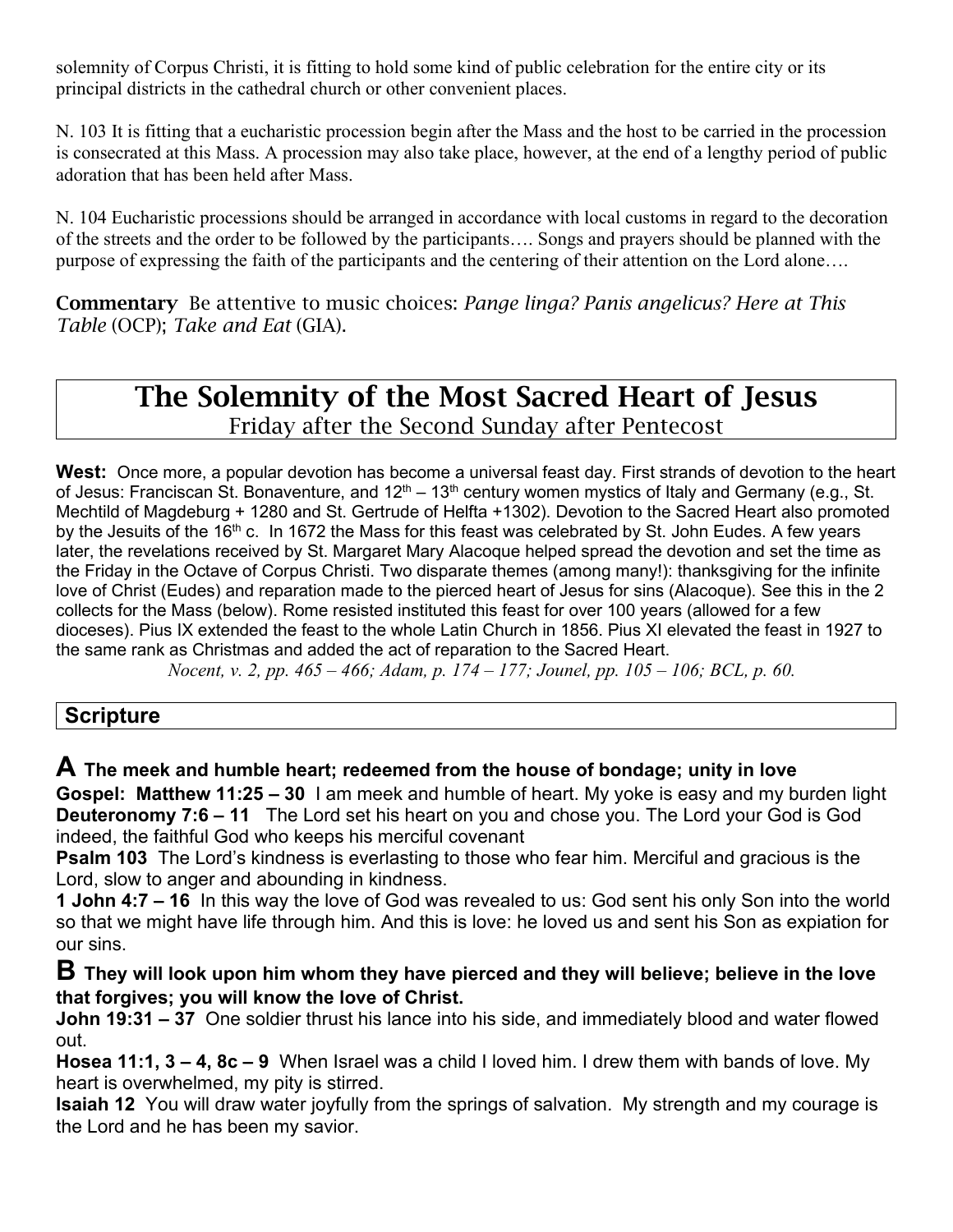solemnity of Corpus Christi, it is fitting to hold some kind of public celebration for the entire city or its principal districts in the cathedral church or other convenient places.

N. 103 It is fitting that a eucharistic procession begin after the Mass and the host to be carried in the procession is consecrated at this Mass. A procession may also take place, however, at the end of a lengthy period of public adoration that has been held after Mass.

N. 104 Eucharistic processions should be arranged in accordance with local customs in regard to the decoration of the streets and the order to be followed by the participants…. Songs and prayers should be planned with the purpose of expressing the faith of the participants and the centering of their attention on the Lord alone….

**Commentary** Be attentive to music choices: *Pange linga? Panis angelicus? Here at This Table* (OCP); *Take and Eat* (GIA).

# The Solemnity of the Most Sacred Heart of Jesus

Friday after the Second Sunday after Pentecost

**West:** Once more, a popular devotion has become a universal feast day. First strands of devotion to the heart of Jesus: Franciscan St. Bonaventure, and 12th – 13th century women mystics of Italy and Germany (e.g., St. Mechtild of Magdeburg + 1280 and St. Gertrude of Helfta +1302). Devotion to the Sacred Heart also promoted by the Jesuits of the 16th c. In 1672 the Mass for this feast was celebrated by St. John Eudes. A few years later, the revelations received by St. Margaret Mary Alacoque helped spread the devotion and set the time as the Friday in the Octave of Corpus Christi. Two disparate themes (among many!): thanksgiving for the infinite love of Christ (Eudes) and reparation made to the pierced heart of Jesus for sins (Alacoque). See this in the 2 collects for the Mass (below). Rome resisted instituted this feast for over 100 years (allowed for a few dioceses). Pius IX extended the feast to the whole Latin Church in 1856. Pius XI elevated the feast in 1927 to the same rank as Christmas and added the act of reparation to the Sacred Heart.

*Nocent, v. 2, pp. 465 – 466; Adam, p. 174 – 177; Jounel, pp. 105 – 106; BCL, p. 60.*

## Scripture

### A The meek and humble heart; redeemed from the house of bondage; unity in love

**Gospel: Matthew 11:25 – 30** I am meek and humble of heart. My yoke is easy and my burden light

**Deuteronomy 7:6 – 11** The Lord set his heart on you and chose you. The Lord your God is God indeed, the faithful God who keeps his merciful covenant

**Psalm 103** The Lord's kindness is everlasting to those who fear him. Merciful and gracious is the Lord, slow to anger and abounding in kindness.

**1 John 4:7 – 16** In this way the love of God was revealed to us: God sent his only Son into the world so that we might have life through him. And this is love: he loved us and sent his Son as expiation for our sins.

### B They will look upon him whom they have pierced and they will believe; believe in the love that forgives; you will know the love of Christ.

**John 19:31 – 37** One soldier thrust his lance into his side, and immediately blood and water flowed out.

**Hosea 11:1, 3 – 4, 8c – 9** When Israel was a child I loved him. I drew them with bands of love. My heart is overwhelmed, my pity is stirred.

**Isaiah 12** You will draw water joyfully from the springs of salvation. My strength and my courage is the Lord and he has been my savior.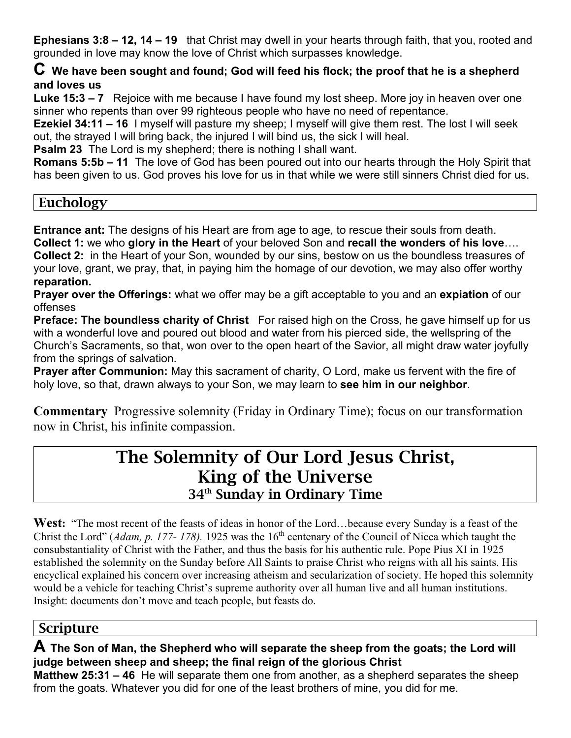**Ephesians 3:8 – 12, 14 – 19** that Christ may dwell in your hearts through faith, that you, rooted and grounded in love may know the love of Christ which surpasses knowledge.

**C We have been sought and found; God will feed his flock; the proof that he is a shepherd and loves us**

**Luke 15:3 – 7** Rejoice with me because I have found my lost sheep. More joy in heaven over one sinner who repents than over 99 righteous people who have no need of repentance.

**Ezekiel 34:11 – 16** I myself will pasture my sheep; I myself will give them rest. The lost I will seek out, the strayed I will bring back, the injured I will bind us, the sick I will heal.

**Psalm 23** The Lord is my shepherd; there is nothing I shall want.

**Romans 5:5b – 11** The love of God has been poured out into our hearts through the Holy Spirit that has been given to us. God proves his love for us in that while we were still sinners Christ died for us.

## Euchology

**Entrance ant:** The designs of his Heart are from age to age, to rescue their souls from death.

**Collect 1:** we who **glory in the Heart** of your beloved Son and **recall the wonders of his love**….

**Collect 2:** in the Heart of your Son, wounded by our sins, bestow on us the boundless treasures of your love, grant, we pray, that, in paying him the homage of our devotion, we may also offer worthy **reparation.**

**Prayer over the Offerings:** what we offer may be a gift acceptable to you and an **expiation** of our offenses

**Preface: The boundless charity of Christ** For raised high on the Cross, he gave himself up for us with a wonderful love and poured out blood and water from his pierced side, the wellspring of the Church's Sacraments, so that, won over to the open heart of the Savior, all might draw water joyfully from the springs of salvation.

**Prayer after Communion:** May this sacrament of charity, O Lord, make us fervent with the fire of holy love, so that, drawn always to your Son, we may learn to **see him in our neighbor**.

**Commentary** Progressive solemnity (Friday in Ordinary Time); focus on our transformation now in Christ, his infinite compassion.

# The Solemnity of Our Lord Jesus Christ, King of the Universe
## 34th Sunday in Ordinary Time

**West:** "The most recent of the feasts of ideas in honor of the Lord…because every Sunday is a feast of the Christ the Lord" (*Adam, p. 177- 178).* 1925 was the 16th centenary of the Council of Nicea which taught the consubstantiality of Christ with the Father, and thus the basis for his authentic rule. Pope Pius XI in 1925 established the solemnity on the Sunday before All Saints to praise Christ who reigns with all his saints. His encyclical explained his concern over increasing atheism and secularization of society. He hoped this solemnity would be a vehicle for teaching Christ's supreme authority over all human live and all human institutions. Insight: documents don't move and teach people, but feasts do.

## Scripture

**A The Son of Man, the Shepherd who will separate the sheep from the goats; the Lord will judge between sheep and sheep; the final reign of the glorious Christ**

**Matthew 25:31 – 46** He will separate them one from another, as a shepherd separates the sheep from the goats. Whatever you did for one of the least brothers of mine, you did for me.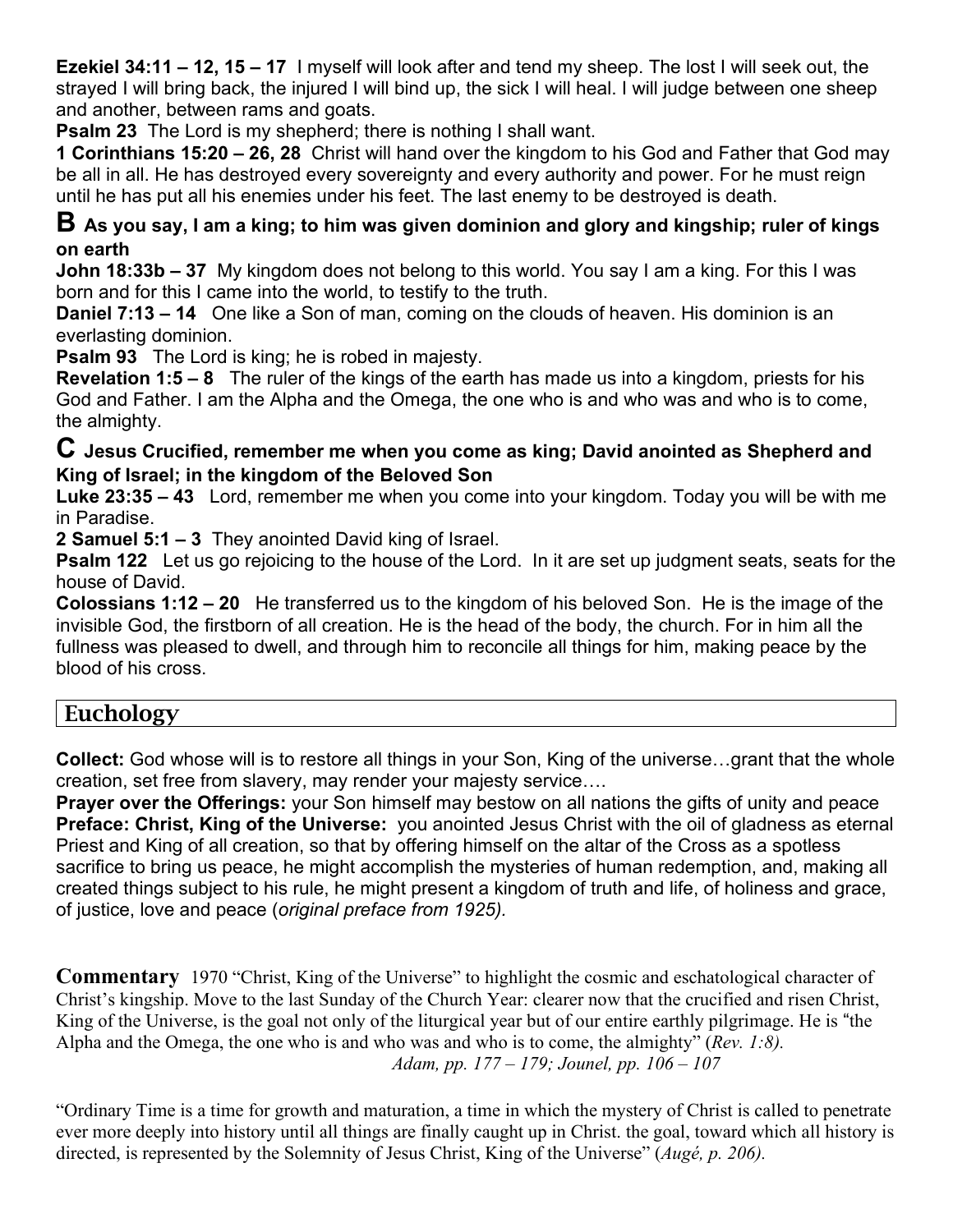**Ezekiel 34:11 – 12, 15 – 17** I myself will look after and tend my sheep. The lost I will seek out, the strayed I will bring back, the injured I will bind up, the sick I will heal. I will judge between one sheep and another, between rams and goats.

**Psalm 23** The Lord is my shepherd; there is nothing I shall want.

**1 Corinthians 15:20 – 26, 28** Christ will hand over the kingdom to his God and Father that God may be all in all. He has destroyed every sovereignty and every authority and power. For he must reign until he has put all his enemies under his feet. The last enemy to be destroyed is death.

### B As you say, I am a king; to him was given dominion and glory and kingship; ruler of kings on earth

**John 18:33b – 37** My kingdom does not belong to this world. You say I am a king. For this I was born and for this I came into the world, to testify to the truth.

**Daniel 7:13 – 14** One like a Son of man, coming on the clouds of heaven. His dominion is an everlasting dominion.

**Psalm 93** The Lord is king; he is robed in majesty.

**Revelation 1:5 – 8** The ruler of the kings of the earth has made us into a kingdom, priests for his God and Father. I am the Alpha and the Omega, the one who is and who was and who is to come, the almighty.

### C Jesus Crucified, remember me when you come as king; David anointed as Shepherd and King of Israel; in the kingdom of the Beloved Son

**Luke 23:35 – 43** Lord, remember me when you come into your kingdom. Today you will be with me in Paradise.

**2 Samuel 5:1 – 3** They anointed David king of Israel.

**Psalm 122** Let us go rejoicing to the house of the Lord. In it are set up judgment seats, seats for the house of David.

**Colossians 1:12 – 20** He transferred us to the kingdom of his beloved Son. He is the image of the invisible God, the firstborn of all creation. He is the head of the body, the church. For in him all the fullness was pleased to dwell, and through him to reconcile all things for him, making peace by the blood of his cross.

## Euchology

**Collect:** God whose will is to restore all things in your Son, King of the universe…grant that the whole creation, set free from slavery, may render your majesty service….

**Prayer over the Offerings:** your Son himself may bestow on all nations the gifts of unity and peace

**Preface: Christ, King of the Universe:** you anointed Jesus Christ with the oil of gladness as eternal Priest and King of all creation, so that by offering himself on the altar of the Cross as a spotless sacrifice to bring us peace, he might accomplish the mysteries of human redemption, and, making all created things subject to his rule, he might present a kingdom of truth and life, of holiness and grace, of justice, love and peace (*original preface from 1925).*

**Commentary** 1970 "Christ, King of the Universe" to highlight the cosmic and eschatological character of Christ's kingship. Move to the last Sunday of the Church Year: clearer now that the crucified and risen Christ, King of the Universe, is the goal not only of the liturgical year but of our entire earthly pilgrimage. He is "the Alpha and the Omega, the one who is and who was and who is to come, the almighty" (*Rev. 1:8).*

*Adam, pp. 177 – 179; Jounel, pp. 106 – 107*

"Ordinary Time is a time for growth and maturation, a time in which the mystery of Christ is called to penetrate ever more deeply into history until all things are finally caught up in Christ. the goal, toward which all history is directed, is represented by the Solemnity of Jesus Christ, King of the Universe" (*Augé, p. 206).*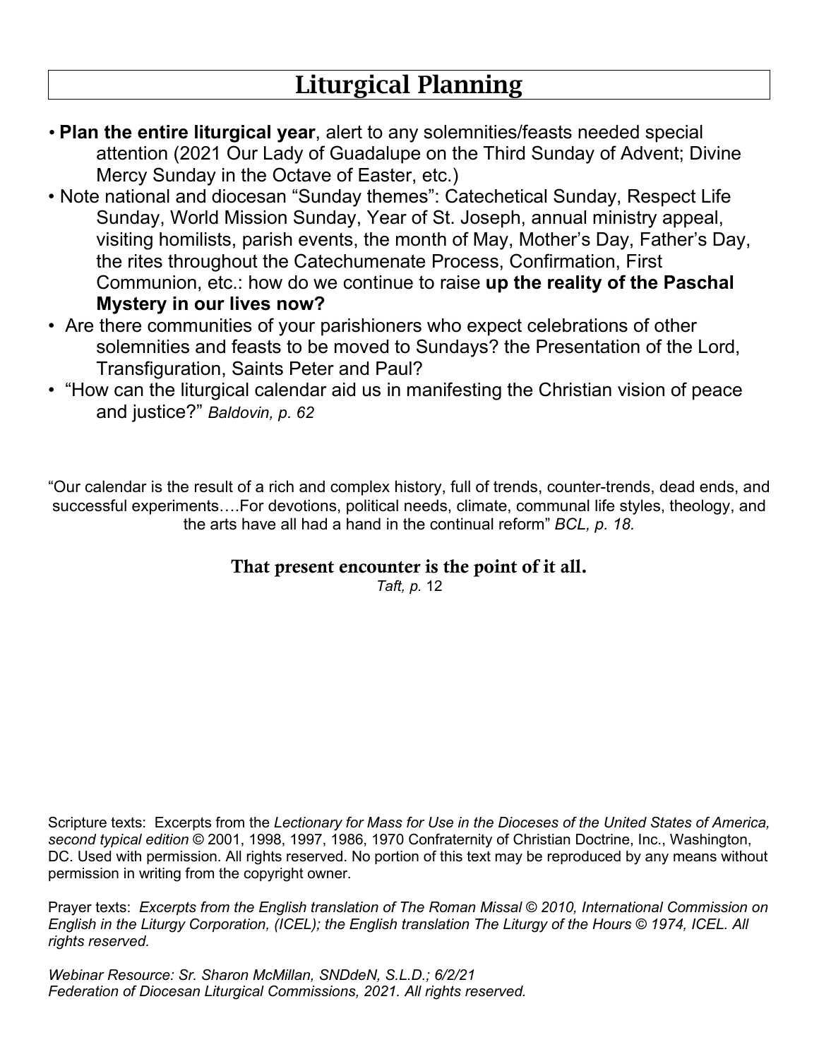# Liturgical Planning

- **Plan the entire liturgical year**, alert to any solemnities/feasts needed special attention (2021 Our Lady of Guadalupe on the Third Sunday of Advent; Divine Mercy Sunday in the Octave of Easter, etc.)
- Note national and diocesan "Sunday themes": Catechetical Sunday, Respect Life Sunday, World Mission Sunday, Year of St. Joseph, annual ministry appeal, visiting homilists, parish events, the month of May, Mother's Day, Father's Day, the rites throughout the Catechumenate Process, Confirmation, First Communion, etc.: how do we continue to raise **up the reality of the Paschal Mystery in our lives now?**
- Are there communities of your parishioners who expect celebrations of other solemnities and feasts to be moved to Sundays? the Presentation of the Lord, Transfiguration, Saints Peter and Paul?
- "How can the liturgical calendar aid us in manifesting the Christian vision of peace and justice?" *Baldovin, p. 62*

"Our calendar is the result of a rich and complex history, full of trends, counter-trends, dead ends, and successful experiments….For devotions, political needs, climate, communal life styles, theology, and the arts have all had a hand in the continual reform" *BCL, p. 18.*

**That present encounter is the point of it all.**
*Taft, p.* 12

Scripture texts: Excerpts from the *Lectionary for Mass for Use in the Dioceses of the United States of America, second typical edition* © 2001, 1998, 1997, 1986, 1970 Confraternity of Christian Doctrine, Inc., Washington, DC. Used with permission. All rights reserved. No portion of this text may be reproduced by any means without permission in writing from the copyright owner.

Prayer texts: *Excerpts from the English translation of The Roman Missal © 2010, International Commission on English in the Liturgy Corporation, (ICEL); the English translation The Liturgy of the Hours © 1974, ICEL. All rights reserved.*

*Webinar Resource: Sr. Sharon McMillan, SNDdeN, S.L.D.; 6/2/21*
*Federation of Diocesan Liturgical Commissions, 2021. All rights reserved.*